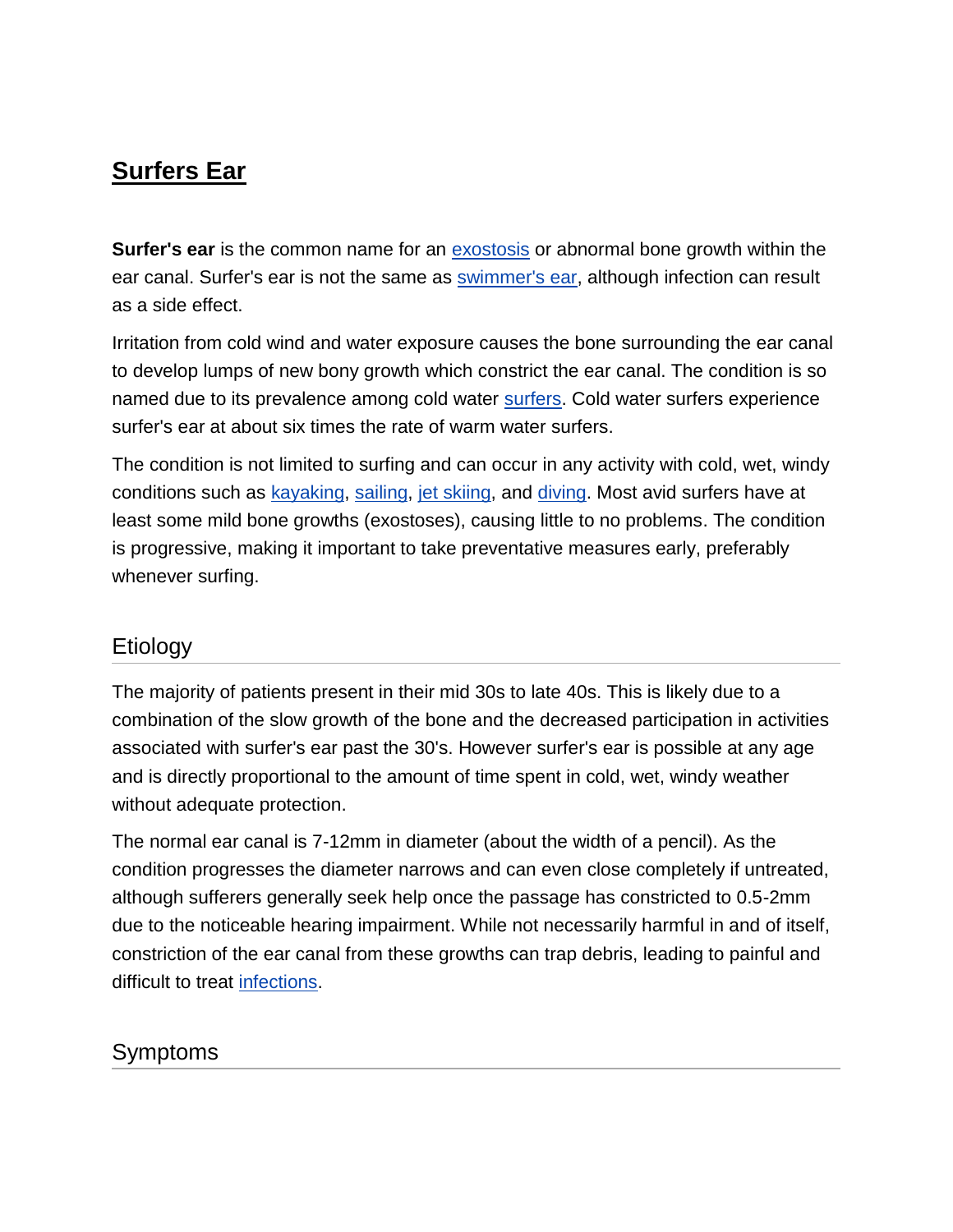# Surfers Ear

**Surfer's ear** is the common name for an exostosis or abnormal bone growth within the ear canal. Surfer's ear is not the same as swimmer's ear, although infection can result as a side effect.

Irritation from cold wind and water exposure causes the bone surrounding the ear canal to develop lumps of new bony growth which constrict the ear canal. The condition is so named due to its prevalence among cold water surfers. Cold water surfers experience surfer's ear at about six times the rate of warm water surfers.

The condition is not limited to surfing and can occur in any activity with cold, wet, windy conditions such as kayaking, sailing, jet skiing, and diving. Most avid surfers have at least some mild bone growths (exostoses), causing little to no problems. The condition is progressive, making it important to take preventative measures early, preferably whenever surfing.

## Etiology

The majority of patients present in their mid 30s to late 40s. This is likely due to a combination of the slow growth of the bone and the decreased participation in activities associated with surfer's ear past the 30's. However surfer's ear is possible at any age and is directly proportional to the amount of time spent in cold, wet, windy weather without adequate protection.

The normal ear canal is 7-12mm in diameter (about the width of a pencil). As the condition progresses the diameter narrows and can even close completely if untreated, although sufferers generally seek help once the passage has constricted to 0.5-2mm due to the noticeable hearing impairment. While not necessarily harmful in and of itself, constriction of the ear canal from these growths can trap debris, leading to painful and difficult to treat infections.

## Symptoms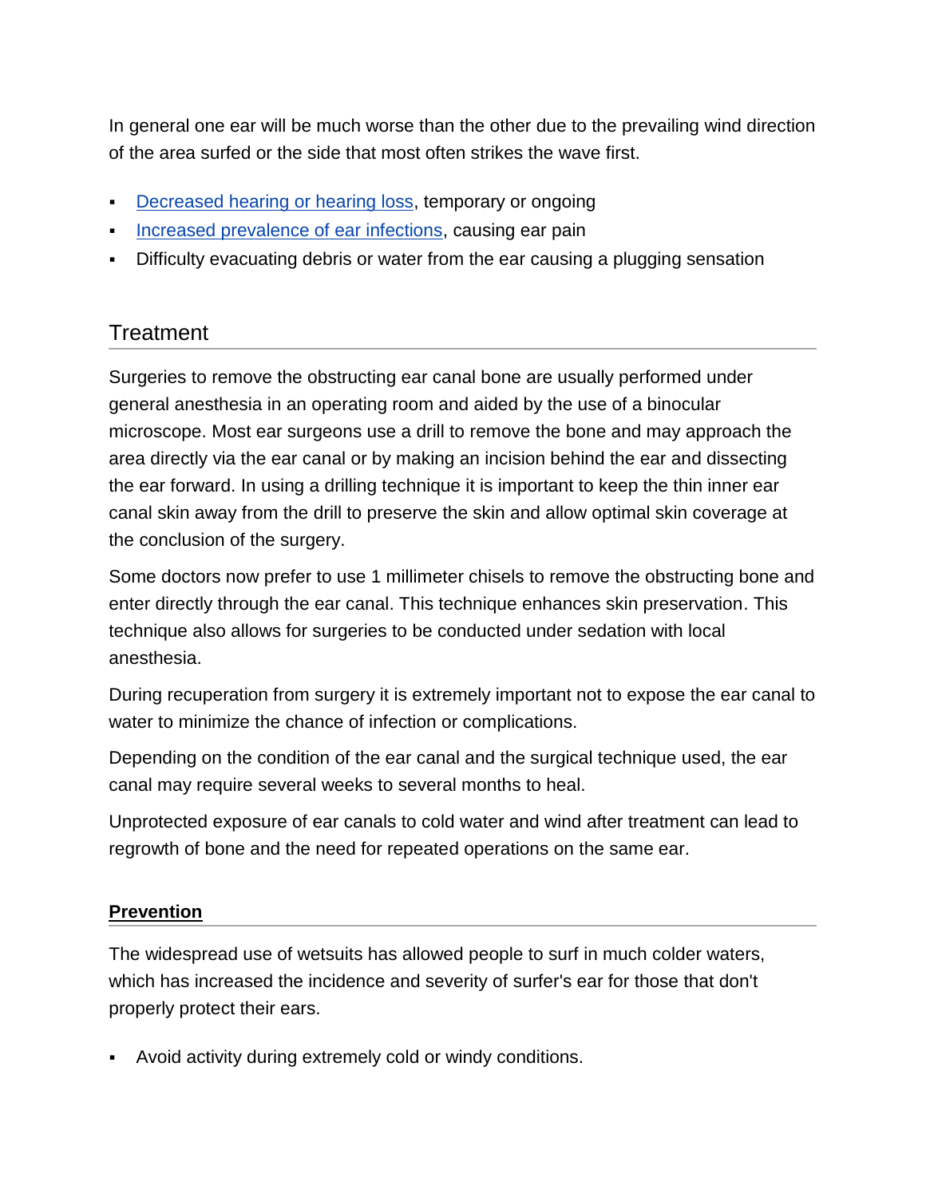In general one ear will be much worse than the other due to the prevailing wind direction of the area surfed or the side that most often strikes the wave first.

- Decreased hearing or hearing loss, temporary or ongoing
- Increased prevalence of ear infections, causing ear pain
- Difficulty evacuating debris or water from the ear causing a plugging sensation

## Treatment

Surgeries to remove the obstructing ear canal bone are usually performed under general anesthesia in an operating room and aided by the use of a binocular microscope. Most ear surgeons use a drill to remove the bone and may approach the area directly via the ear canal or by making an incision behind the ear and dissecting the ear forward. In using a drilling technique it is important to keep the thin inner ear canal skin away from the drill to preserve the skin and allow optimal skin coverage at the conclusion of the surgery.

Some doctors now prefer to use 1 millimeter chisels to remove the obstructing bone and enter directly through the ear canal. This technique enhances skin preservation. This technique also allows for surgeries to be conducted under sedation with local anesthesia.

During recuperation from surgery it is extremely important not to expose the ear canal to water to minimize the chance of infection or complications.

Depending on the condition of the ear canal and the surgical technique used, the ear canal may require several weeks to several months to heal.

Unprotected exposure of ear canals to cold water and wind after treatment can lead to regrowth of bone and the need for repeated operations on the same ear.

## **Prevention**

The widespread use of wetsuits has allowed people to surf in much colder waters, which has increased the incidence and severity of surfer's ear for those that don't properly protect their ears.

- Avoid activity during extremely cold or windy conditions.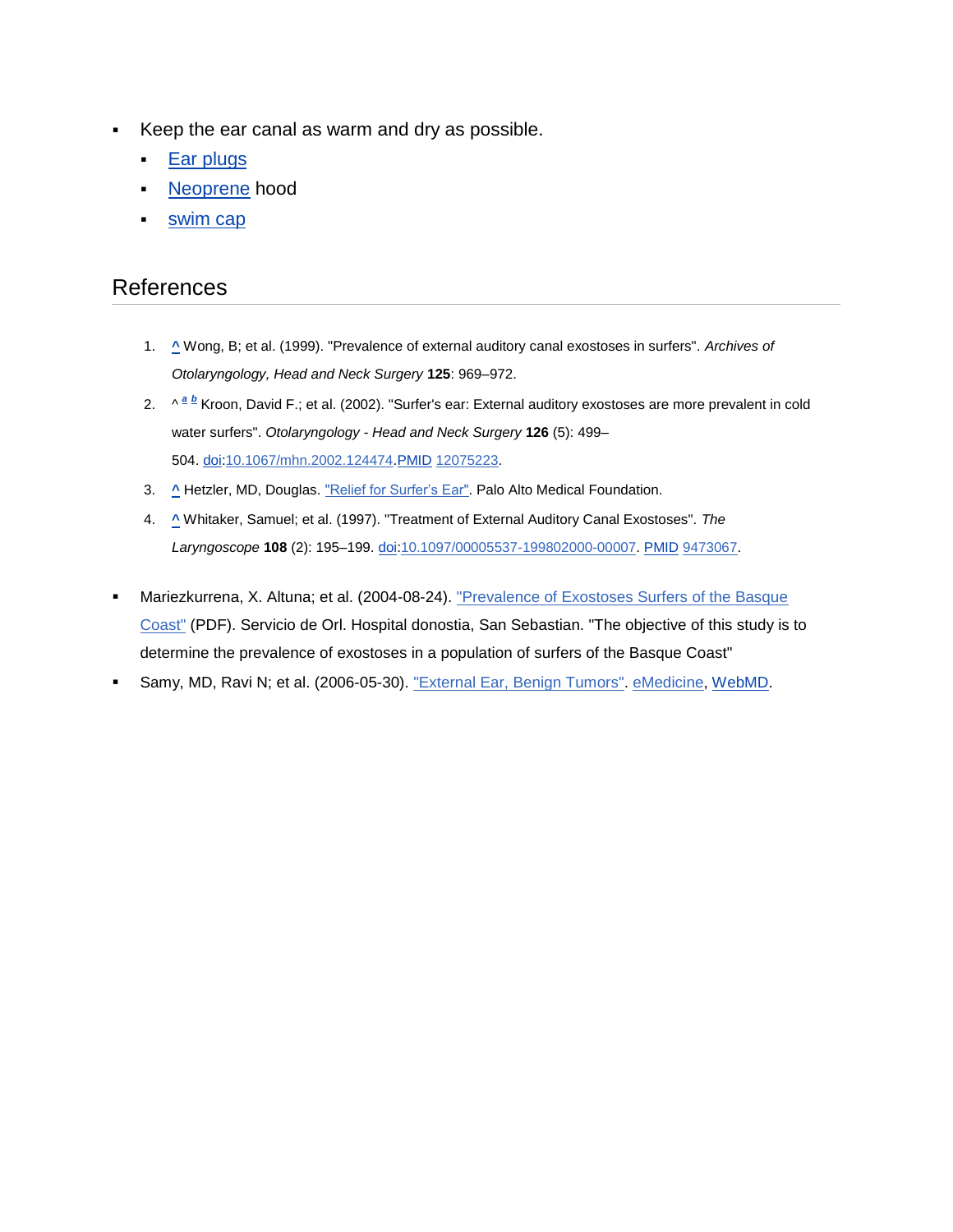- Keep the ear canal as warm and dry as possible.
  - Ear plugs
  - Neoprene hood
  - swim cap

## References

1. ^ Wong, B; et al. (1999). "Prevalence of external auditory canal exostoses in surfers". *Archives of Otolaryngology, Head and Neck Surgery* **125**: 969–972.
2. ^ a b Kroon, David F.; et al. (2002). "Surfer's ear: External auditory exostoses are more prevalent in cold water surfers". *Otolaryngology - Head and Neck Surgery* **126** (5): 499–504. doi:10.1067/mhn.2002.124474.PMID 12075223.
3. ^ Hetzler, MD, Douglas. "Relief for Surfer's Ear". Palo Alto Medical Foundation.
4. ^ Whitaker, Samuel; et al. (1997). "Treatment of External Auditory Canal Exostoses". *The Laryngoscope* **108** (2): 195–199. doi:10.1097/00005537-199802000-00007. PMID 9473067.

- Mariezkurrena, X. Altuna; et al. (2004-08-24). "Prevalence of Exostoses Surfers of the Basque Coast" (PDF). Servicio de Orl. Hospital donostia, San Sebastian. "The objective of this study is to determine the prevalence of exostoses in a population of surfers of the Basque Coast"
- Samy, MD, Ravi N; et al. (2006-05-30). "External Ear, Benign Tumors". eMedicine, WebMD.